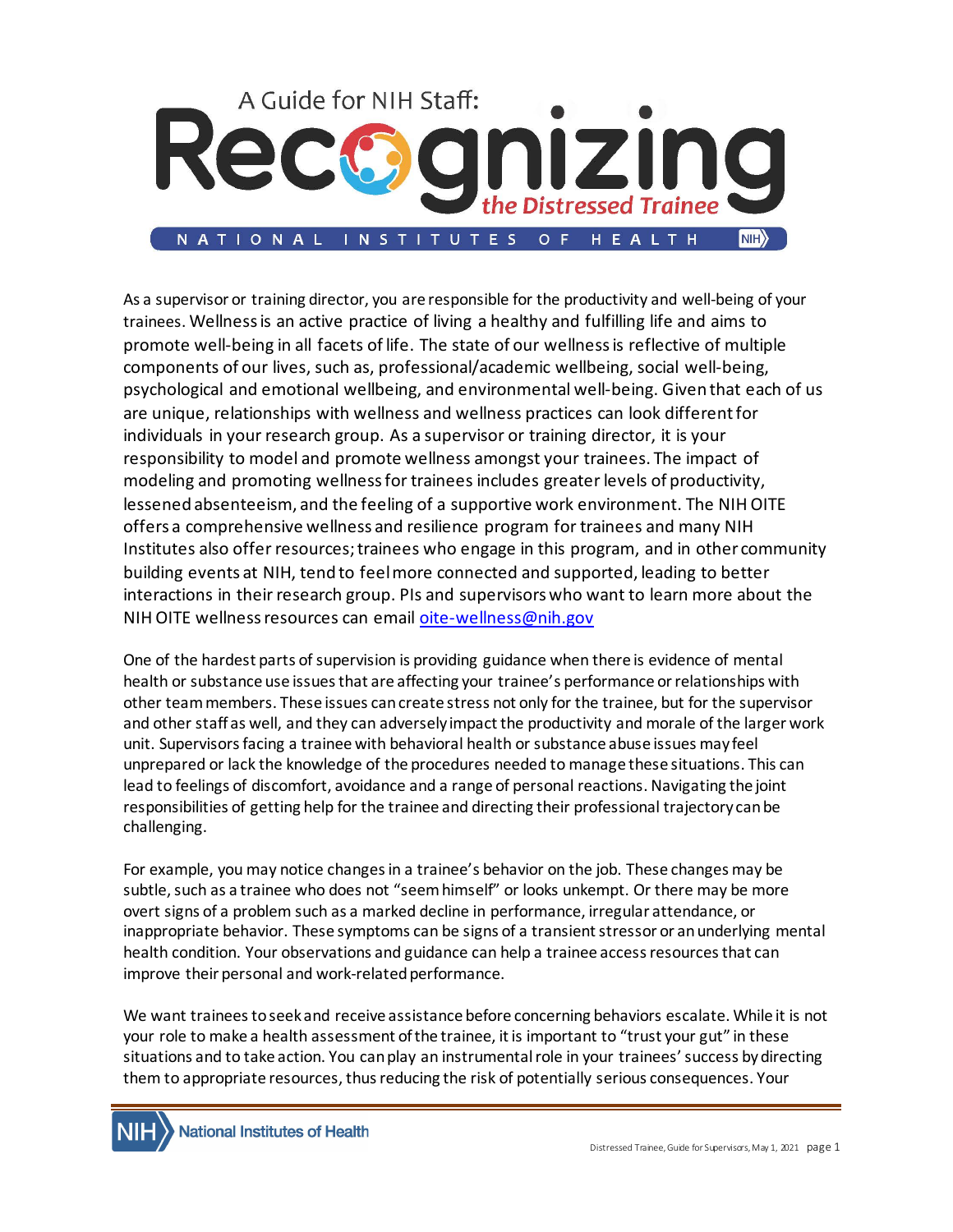# A Guide for NIH Staff: Recognizing *the Distressed Trainee*

NATIONAL INSTITUTES OF HEALTH

As a supervisor or training director, you are responsible for the productivity and well-being of your trainees. Wellness is an active practice of living a healthy and fulfilling life and aims to promote well-being in all facets of life. The state of our wellness is reflective of multiple components of our lives, such as, professional/academic wellbeing, social well-being, psychological and emotional wellbeing, and environmental well-being. Given that each of us are unique, relationships with wellness and wellness practices can look different for individuals in your research group. As a supervisor or training director, it is your responsibility to model and promote wellness amongst your trainees. The impact of modeling and promoting wellness for trainees includes greater levels of productivity, lessened absenteeism, and the feeling of a supportive work environment. The NIH OITE offers a comprehensive wellness and resilience program for trainees and many NIH Institutes also offer resources; trainees who engage in this program, and in other community building events at NIH, tend to feel more connected and supported, leading to better interactions in their research group. PIs and supervisors who want to learn more about the NIH OITE wellness resources can email oite-wellness@nih.gov

One of the hardest parts of supervision is providing guidance when there is evidence of mental health or substance use issues that are affecting your trainee's performance or relationships with other team members. These issues can create stress not only for the trainee, but for the supervisor and other staff as well, and they can adversely impact the productivity and morale of the larger work unit. Supervisors facing a trainee with behavioral health or substance abuse issues may feel unprepared or lack the knowledge of the procedures needed to manage these situations. This can lead to feelings of discomfort, avoidance and a range of personal reactions. Navigating the joint responsibilities of getting help for the trainee and directing their professional trajectory can be challenging.

For example, you may notice changes in a trainee's behavior on the job. These changes may be subtle, such as a trainee who does not "seem himself" or looks unkempt. Or there may be more overt signs of a problem such as a marked decline in performance, irregular attendance, or inappropriate behavior. These symptoms can be signs of a transient stressor or an underlying mental health condition. Your observations and guidance can help a trainee access resources that can improve their personal and work-related performance.

We want trainees to seek and receive assistance before concerning behaviors escalate. While it is not your role to make a health assessment of the trainee, it is important to "trust your gut" in these situations and to take action. You can play an instrumental role in your trainees' success by directing them to appropriate resources, thus reducing the risk of potentially serious consequences. Your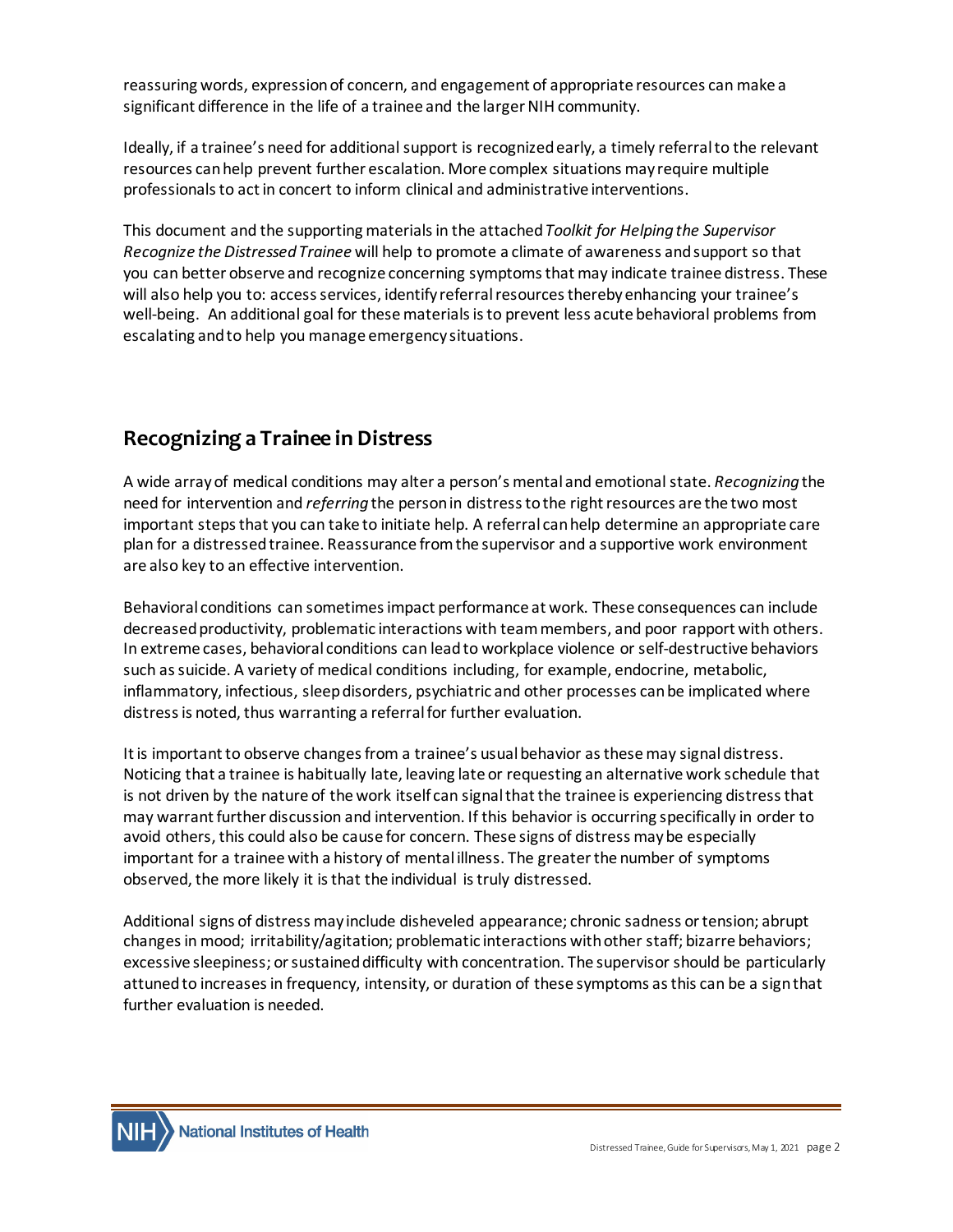reassuring words, expression of concern, and engagement of appropriate resources can make a significant difference in the life of a trainee and the larger NIH community.

Ideally, if a trainee's need for additional support is recognized early, a timely referral to the relevant resources can help prevent further escalation. More complex situations may require multiple professionals to act in concert to inform clinical and administrative interventions.

This document and the supporting materials in the attached *Toolkit for Helping the Supervisor Recognize the Distressed Trainee* will help to promote a climate of awareness and support so that you can better observe and recognize concerning symptoms that may indicate trainee distress. These will also help you to: access services, identify referral resources thereby enhancing your trainee's well-being. An additional goal for these materials is to prevent less acute behavioral problems from escalating and to help you manage emergency situations.

## Recognizing a Trainee in Distress

A wide array of medical conditions may alter a person's mental and emotional state. *Recognizing* the need for intervention and *referring* the person in distress to the right resources are the two most important steps that you can take to initiate help. A referral can help determine an appropriate care plan for a distressed trainee. Reassurance from the supervisor and a supportive work environment are also key to an effective intervention.

Behavioral conditions can sometimes impact performance at work. These consequences can include decreased productivity, problematic interactions with team members, and poor rapport with others. In extreme cases, behavioral conditions can lead to workplace violence or self-destructive behaviors such as suicide. A variety of medical conditions including, for example, endocrine, metabolic, inflammatory, infectious, sleep disorders, psychiatric and other processes can be implicated where distress is noted, thus warranting a referral for further evaluation.

It is important to observe changes from a trainee's usual behavior as these may signal distress. Noticing that a trainee is habitually late, leaving late or requesting an alternative work schedule that is not driven by the nature of the work itself can signal that the trainee is experiencing distress that may warrant further discussion and intervention. If this behavior is occurring specifically in order to avoid others, this could also be cause for concern. These signs of distress may be especially important for a trainee with a history of mental illness. The greater the number of symptoms observed, the more likely it is that the individual is truly distressed.

Additional signs of distress may include disheveled appearance; chronic sadness or tension; abrupt changes in mood; irritability/agitation; problematic interactions with other staff; bizarre behaviors; excessive sleepiness; or sustained difficulty with concentration. The supervisor should be particularly attuned to increases in frequency, intensity, or duration of these symptoms as this can be a sign that further evaluation is needed.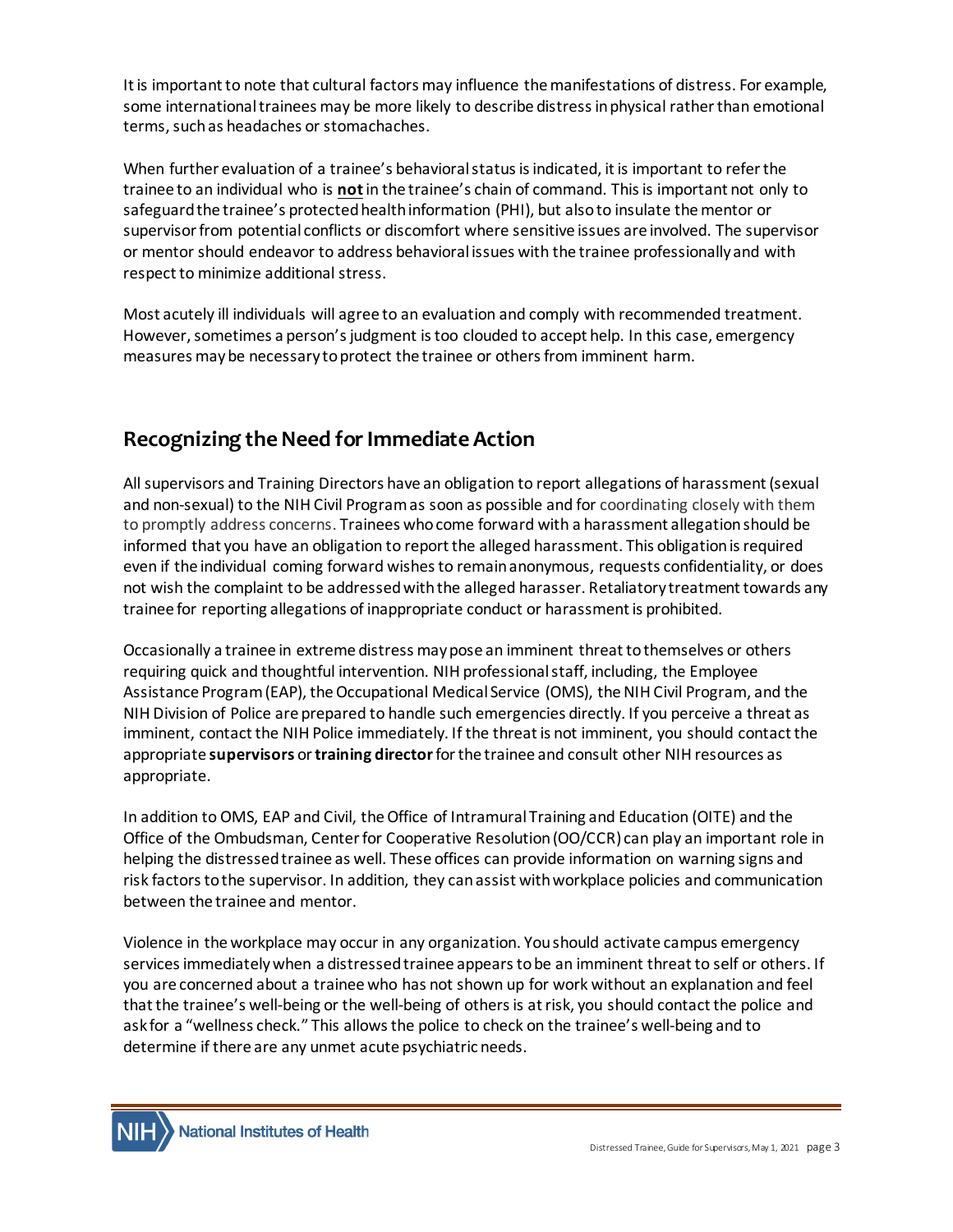It is important to note that cultural factors may influence the manifestations of distress. For example, some international trainees may be more likely to describe distress in physical rather than emotional terms, such as headaches or stomachaches.

When further evaluation of a trainee's behavioral status is indicated, it is important to refer the trainee to an individual who is **not** in the trainee's chain of command. This is important not only to safeguard the trainee's protected health information (PHI), but also to insulate the mentor or supervisor from potential conflicts or discomfort where sensitive issues are involved. The supervisor or mentor should endeavor to address behavioral issues with the trainee professionally and with respect to minimize additional stress.

Most acutely ill individuals will agree to an evaluation and comply with recommended treatment. However, sometimes a person's judgment is too clouded to accept help. In this case, emergency measures may be necessary to protect the trainee or others from imminent harm.

## Recognizing the Need for Immediate Action

All supervisors and Training Directors have an obligation to report allegations of harassment (sexual and non-sexual) to the NIH Civil Program as soon as possible and for coordinating closely with them to promptly address concerns. Trainees who come forward with a harassment allegation should be informed that you have an obligation to report the alleged harassment. This obligation is required even if the individual coming forward wishes to remain anonymous, requests confidentiality, or does not wish the complaint to be addressed with the alleged harasser. Retaliatory treatment towards any trainee for reporting allegations of inappropriate conduct or harassment is prohibited.

Occasionally a trainee in extreme distress may pose an imminent threat to themselves or others requiring quick and thoughtful intervention. NIH professional staff, including, the Employee Assistance Program (EAP), the Occupational Medical Service (OMS), the NIH Civil Program, and the NIH Division of Police are prepared to handle such emergencies directly. If you perceive a threat as imminent, contact the NIH Police immediately. If the threat is not imminent, you should contact the appropriate **supervisors** or **training director** for the trainee and consult other NIH resources as appropriate.

In addition to OMS, EAP and Civil, the Office of Intramural Training and Education (OITE) and the Office of the Ombudsman, Center for Cooperative Resolution (OO/CCR) can play an important role in helping the distressed trainee as well. These offices can provide information on warning signs and risk factors to the supervisor. In addition, they can assist with workplace policies and communication between the trainee and mentor.

Violence in the workplace may occur in any organization. You should activate campus emergency services immediately when a distressed trainee appears to be an imminent threat to self or others. If you are concerned about a trainee who has not shown up for work without an explanation and feel that the trainee's well-being or the well-being of others is at risk, you should contact the police and ask for a "wellness check." This allows the police to check on the trainee's well-being and to determine if there are any unmet acute psychiatric needs.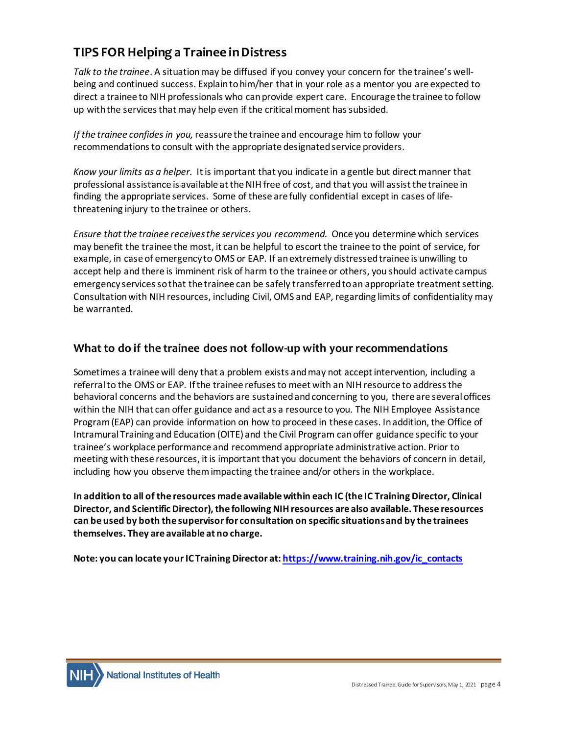## TIPS FOR Helping a Trainee in Distress

*Talk to the trainee*. A situation may be diffused if you convey your concern for the trainee's well-being and continued success. Explain to him/her that in your role as a mentor you are expected to direct a trainee to NIH professionals who can provide expert care. Encourage the trainee to follow up with the services that may help even if the critical moment has subsided.

*If the trainee confides in you,* reassure the trainee and encourage him to follow your recommendations to consult with the appropriate designated service providers.

*Know your limits as a helper*. It is important that you indicate in a gentle but direct manner that professional assistance is available at the NIH free of cost, and that you will assist the trainee in finding the appropriate services. Some of these are fully confidential except in cases of life-threatening injury to the trainee or others.

*Ensure that the trainee receives the services you recommend.* Once you determine which services may benefit the trainee the most, it can be helpful to escort the trainee to the point of service, for example, in case of emergency to OMS or EAP. If an extremely distressed trainee is unwilling to accept help and there is imminent risk of harm to the trainee or others, you should activate campus emergency services so that the trainee can be safely transferred to an appropriate treatment setting. Consultation with NIH resources, including Civil, OMS and EAP, regarding limits of confidentiality may be warranted.

### What to do if the trainee does not follow-up with your recommendations

Sometimes a trainee will deny that a problem exists and may not accept intervention, including a referral to the OMS or EAP. If the trainee refuses to meet with an NIH resource to address the behavioral concerns and the behaviors are sustained and concerning to you, there are several offices within the NIH that can offer guidance and act as a resource to you. The NIH Employee Assistance Program (EAP) can provide information on how to proceed in these cases. In addition, the Office of Intramural Training and Education (OITE) and the Civil Program can offer guidance specific to your trainee's workplace performance and recommend appropriate administrative action. Prior to meeting with these resources, it is important that you document the behaviors of concern in detail, including how you observe them impacting the trainee and/or others in the workplace.

**In addition to all of the resources made available within each IC (the IC Training Director, Clinical Director, and Scientific Director), the following NIH resources are also available. These resources can be used by both the supervisor for consultation on specific situations and by the trainees themselves. They are available at no charge.**

**Note: you can locate your IC Training Director at: [https://www.training.nih.gov/ic_contacts](https://www.training.nih.gov/ic_contacts)**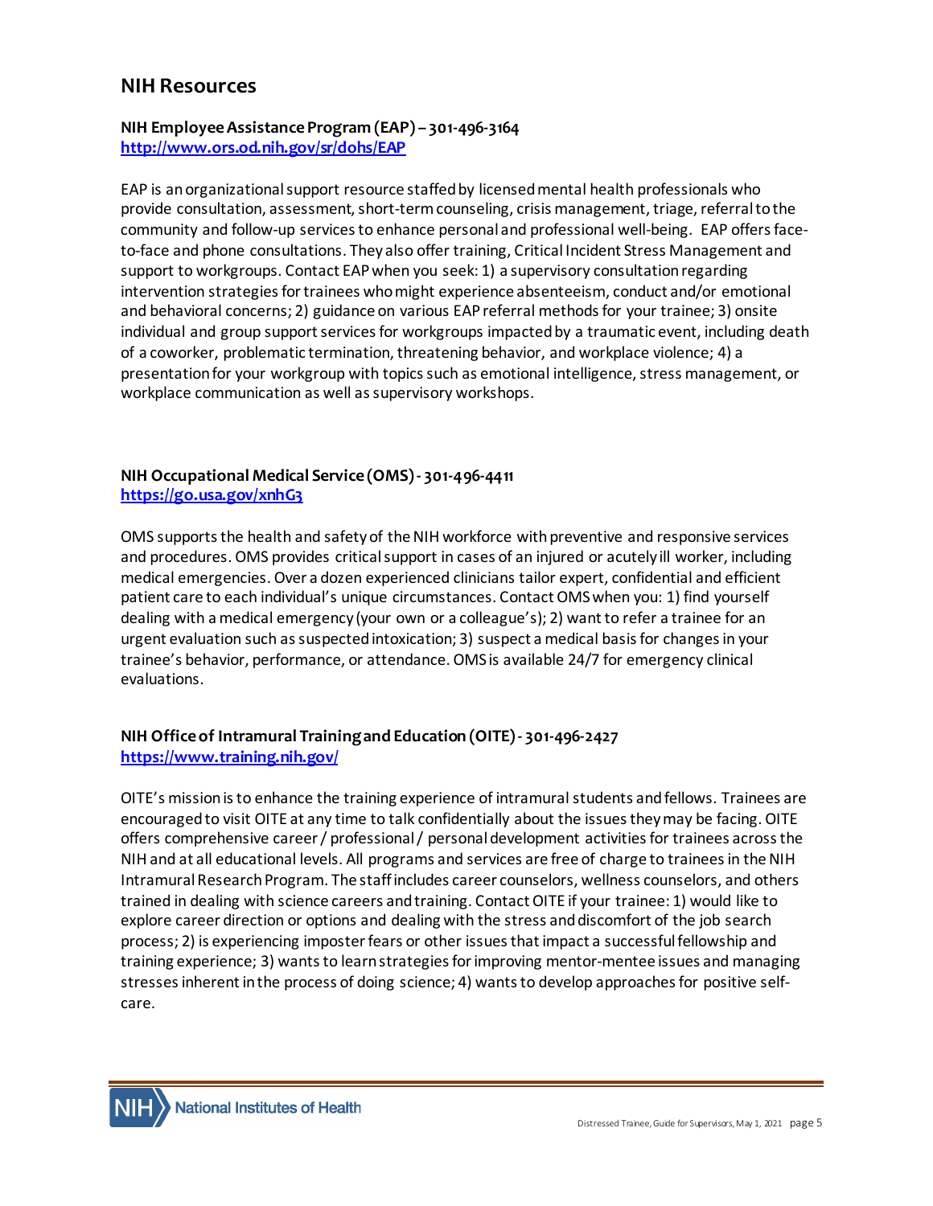## NIH Resources

**NIH Employee Assistance Program (EAP) – 301-496-3164**
**http://www.ors.od.nih.gov/sr/dohs/EAP**

EAP is an organizational support resource staffed by licensed mental health professionals who provide consultation, assessment, short-term counseling, crisis management, triage, referral to the community and follow-up services to enhance personal and professional well-being. EAP offers face-to-face and phone consultations. They also offer training, Critical Incident Stress Management and support to workgroups. Contact EAP when you seek: 1) a supervisory consultation regarding intervention strategies for trainees who might experience absenteeism, conduct and/or emotional and behavioral concerns; 2) guidance on various EAP referral methods for your trainee; 3) onsite individual and group support services for workgroups impacted by a traumatic event, including death of a coworker, problematic termination, threatening behavior, and workplace violence; 4) a presentation for your workgroup with topics such as emotional intelligence, stress management, or workplace communication as well as supervisory workshops.

**NIH Occupational Medical Service (OMS) - 301-496-4411**
**https://go.usa.gov/xnhG3**

OMS supports the health and safety of the NIH workforce with preventive and responsive services and procedures. OMS provides critical support in cases of an injured or acutely ill worker, including medical emergencies. Over a dozen experienced clinicians tailor expert, confidential and efficient patient care to each individual's unique circumstances. Contact OMS when you: 1) find yourself dealing with a medical emergency (your own or a colleague's); 2) want to refer a trainee for an urgent evaluation such as suspected intoxication; 3) suspect a medical basis for changes in your trainee's behavior, performance, or attendance. OMS is available 24/7 for emergency clinical evaluations.

**NIH Office of Intramural Training and Education (OITE) - 301-496-2427**
**https://www.training.nih.gov/**

OITE's mission is to enhance the training experience of intramural students and fellows. Trainees are encouraged to visit OITE at any time to talk confidentially about the issues they may be facing. OITE offers comprehensive career / professional / personal development activities for trainees across the NIH and at all educational levels. All programs and services are free of charge to trainees in the NIH Intramural Research Program. The staff includes career counselors, wellness counselors, and others trained in dealing with science careers and training. Contact OITE if your trainee: 1) would like to explore career direction or options and dealing with the stress and discomfort of the job search process; 2) is experiencing imposter fears or other issues that impact a successful fellowship and training experience; 3) wants to learn strategies for improving mentor-mentee issues and managing stresses inherent in the process of doing science; 4) wants to develop approaches for positive self-care.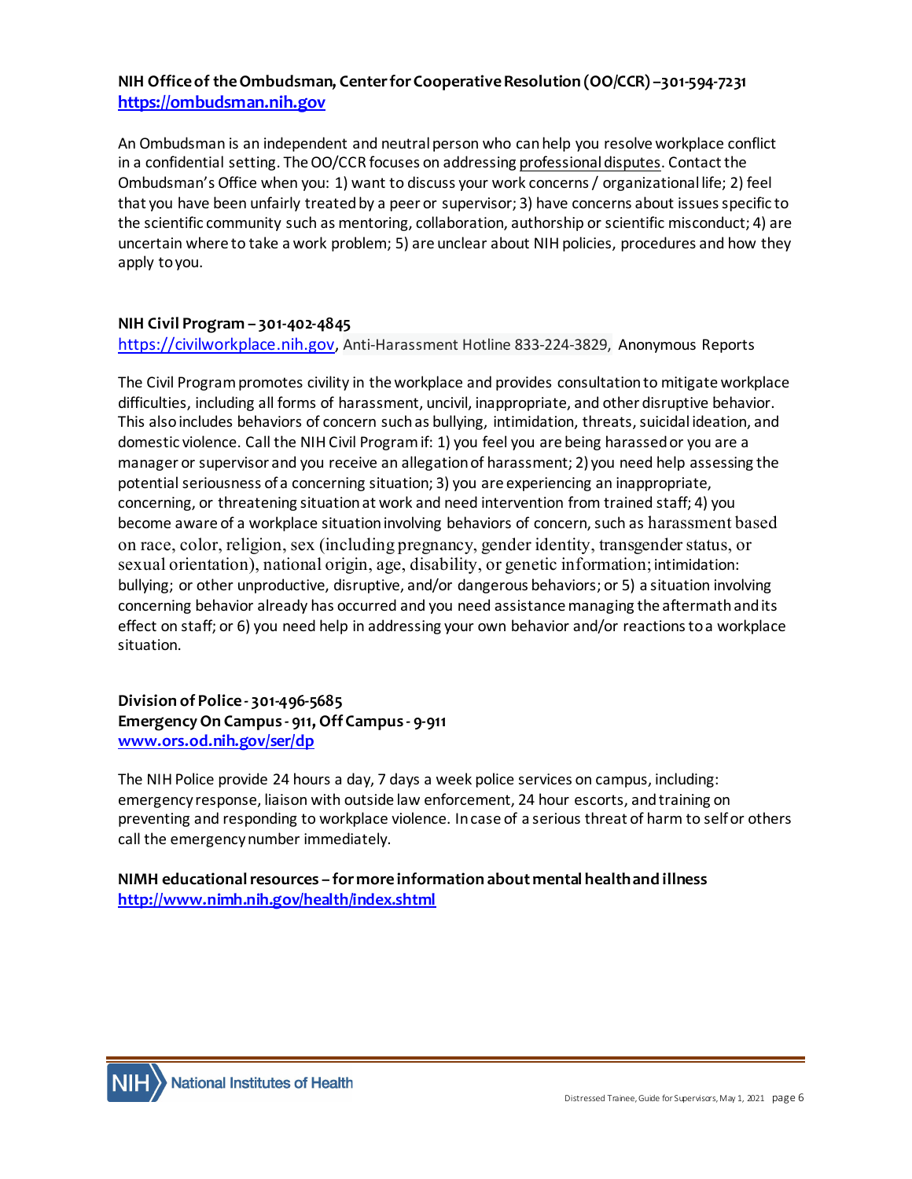**NIH Office of the Ombudsman, Center for Cooperative Resolution (OO/CCR) –301-594-7231**
**https://ombudsman.nih.gov**

An Ombudsman is an independent and neutral person who can help you resolve workplace conflict in a confidential setting. The OO/CCR focuses on addressing professional disputes. Contact the Ombudsman's Office when you: 1) want to discuss your work concerns / organizational life; 2) feel that you have been unfairly treated by a peer or supervisor; 3) have concerns about issues specific to the scientific community such as mentoring, collaboration, authorship or scientific misconduct; 4) are uncertain where to take a work problem; 5) are unclear about NIH policies, procedures and how they apply to you.

**NIH Civil Program – 301-402-4845**
https://civilworkplace.nih.gov, Anti-Harassment Hotline 833-224-3829, Anonymous Reports

The Civil Program promotes civility in the workplace and provides consultation to mitigate workplace difficulties, including all forms of harassment, uncivil, inappropriate, and other disruptive behavior. This also includes behaviors of concern such as bullying, intimidation, threats, suicidal ideation, and domestic violence. Call the NIH Civil Program if: 1) you feel you are being harassed or you are a manager or supervisor and you receive an allegation of harassment; 2) you need help assessing the potential seriousness of a concerning situation; 3) you are experiencing an inappropriate, concerning, or threatening situation at work and need intervention from trained staff; 4) you become aware of a workplace situation involving behaviors of concern, such as harassment based on race, color, religion, sex (including pregnancy, gender identity, transgender status, or sexual orientation), national origin, age, disability, or genetic information; intimidation: bullying; or other unproductive, disruptive, and/or dangerous behaviors; or 5) a situation involving concerning behavior already has occurred and you need assistance managing the aftermath and its effect on staff; or 6) you need help in addressing your own behavior and/or reactions to a workplace situation.

**Division of Police - 301-496-5685**
**Emergency On Campus - 911, Off Campus - 9-911**
**www.ors.od.nih.gov/ser/dp**

The NIH Police provide 24 hours a day, 7 days a week police services on campus, including: emergency response, liaison with outside law enforcement, 24 hour escorts, and training on preventing and responding to workplace violence. In case of a serious threat of harm to self or others call the emergency number immediately.

**NIMH educational resources – for more information about mental health and illness**
**http://www.nimh.nih.gov/health/index.shtml**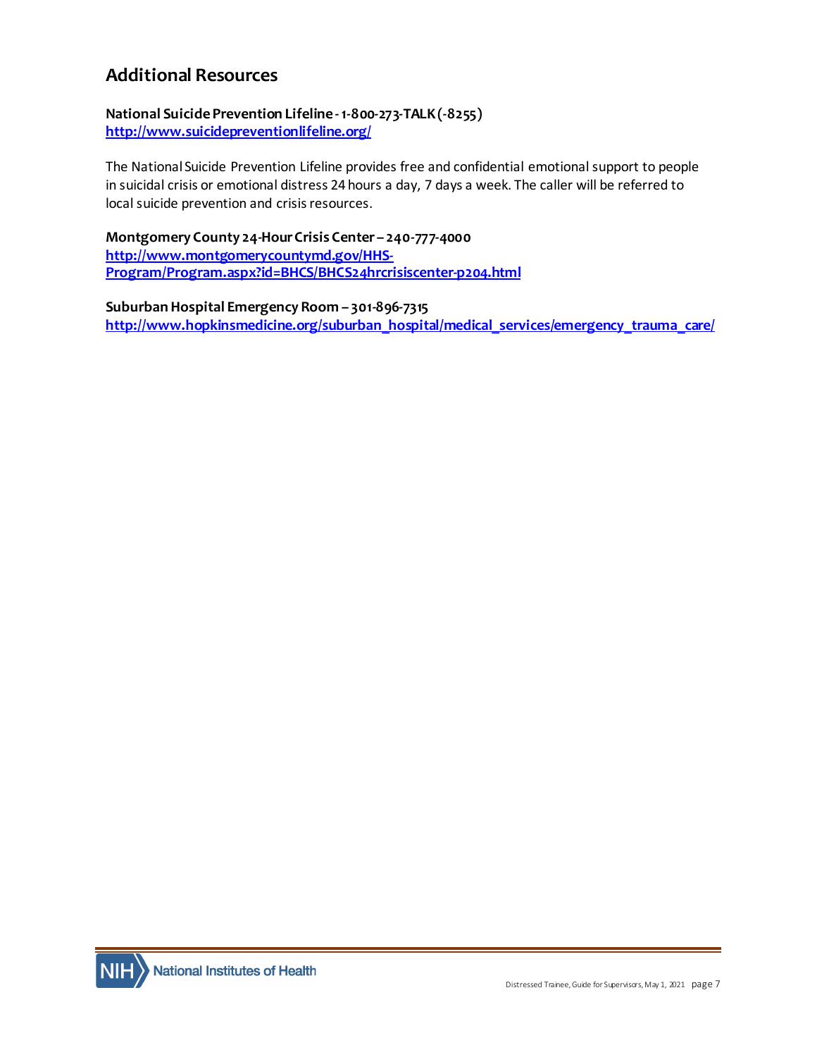## Additional Resources

**National Suicide Prevention Lifeline - 1-800-273-TALK (-8255)**
**http://www.suicidepreventionlifeline.org/**

The National Suicide Prevention Lifeline provides free and confidential emotional support to people in suicidal crisis or emotional distress 24 hours a day, 7 days a week. The caller will be referred to local suicide prevention and crisis resources.

**Montgomery County 24-Hour Crisis Center – 240-777-4000**
**http://www.montgomerycountymd.gov/HHS-Program/Program.aspx?id=BHCS/BHCS24hrcrisiscenter-p204.html**

**Suburban Hospital Emergency Room – 301-896-7315**
**http://www.hopkinsmedicine.org/suburban_hospital/medical_services/emergency_trauma_care/**